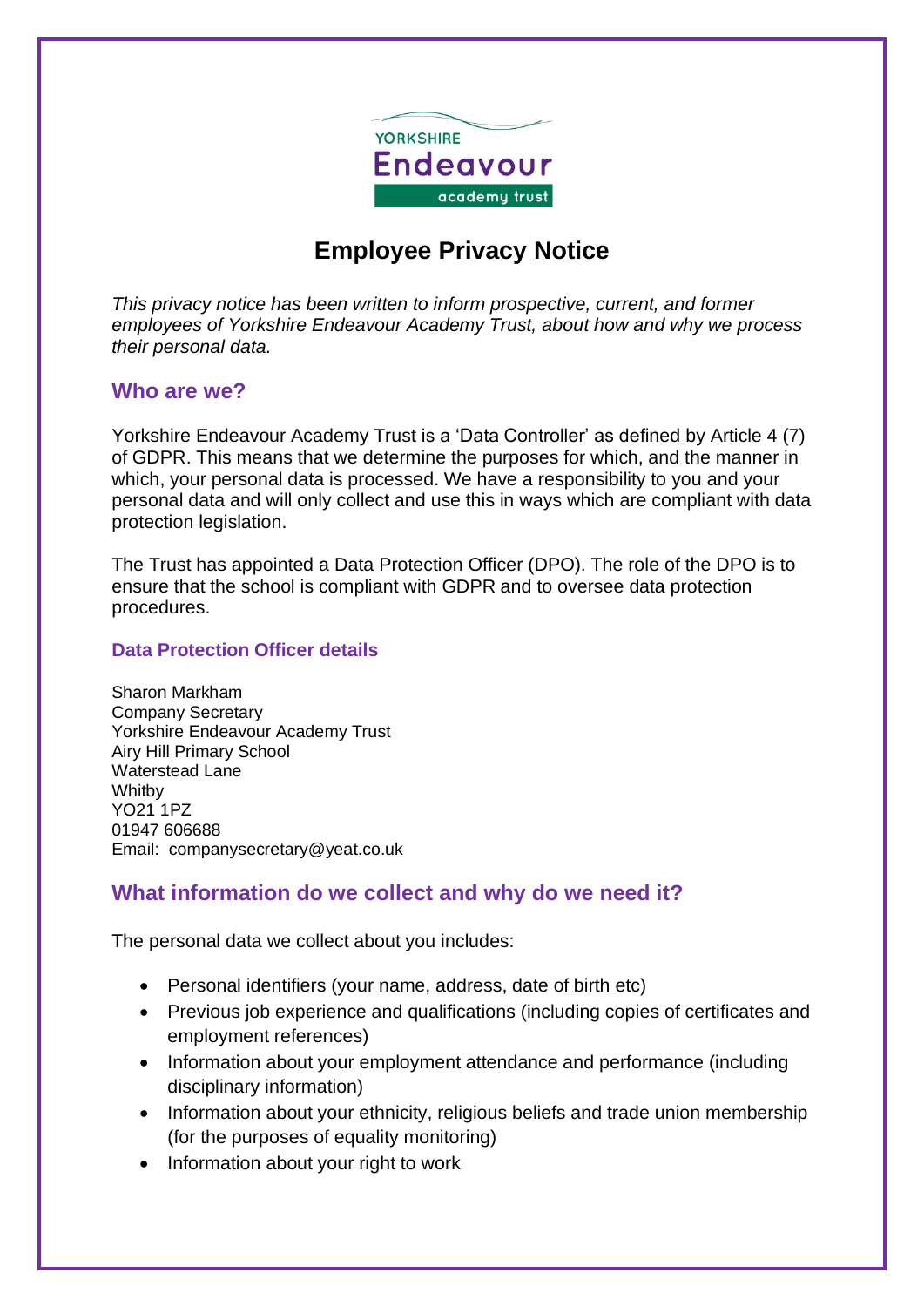# Employee Privacy Notice

*This privacy notice has been written to inform prospective, current, and former employees of Yorkshire Endeavour Academy Trust, about how and why we process their personal data.*

## Who are we?

Yorkshire Endeavour Academy Trust is a 'Data Controller' as defined by Article 4 (7) of GDPR. This means that we determine the purposes for which, and the manner in which, your personal data is processed. We have a responsibility to you and your personal data and will only collect and use this in ways which are compliant with data protection legislation.

The Trust has appointed a Data Protection Officer (DPO). The role of the DPO is to ensure that the school is compliant with GDPR and to oversee data protection procedures.

### Data Protection Officer details

Sharon Markham
Company Secretary
Yorkshire Endeavour Academy Trust
Airy Hill Primary School
Waterstead Lane
Whitby
YO21 1PZ
01947 606688
Email: companysecretary@yeat.co.uk

## What information do we collect and why do we need it?

The personal data we collect about you includes:

- Personal identifiers (your name, address, date of birth etc)
- Previous job experience and qualifications (including copies of certificates and employment references)
- Information about your employment attendance and performance (including disciplinary information)
- Information about your ethnicity, religious beliefs and trade union membership (for the purposes of equality monitoring)
- Information about your right to work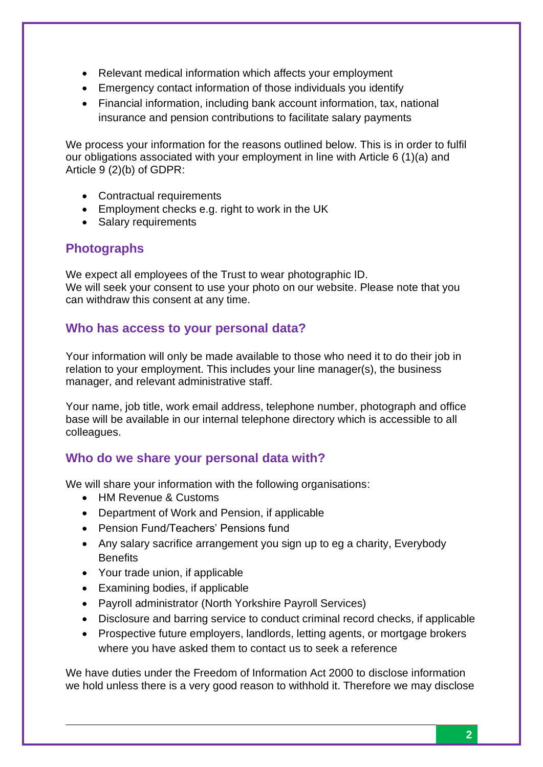- Relevant medical information which affects your employment
- Emergency contact information of those individuals you identify
- Financial information, including bank account information, tax, national insurance and pension contributions to facilitate salary payments

We process your information for the reasons outlined below. This is in order to fulfil our obligations associated with your employment in line with Article 6 (1)(a) and Article 9 (2)(b) of GDPR:

- Contractual requirements
- Employment checks e.g. right to work in the UK
- Salary requirements

## Photographs

We expect all employees of the Trust to wear photographic ID.
We will seek your consent to use your photo on our website. Please note that you can withdraw this consent at any time.

## Who has access to your personal data?

Your information will only be made available to those who need it to do their job in relation to your employment. This includes your line manager(s), the business manager, and relevant administrative staff.

Your name, job title, work email address, telephone number, photograph and office base will be available in our internal telephone directory which is accessible to all colleagues.

## Who do we share your personal data with?

We will share your information with the following organisations:

- HM Revenue & Customs
- Department of Work and Pension, if applicable
- Pension Fund/Teachers' Pensions fund
- Any salary sacrifice arrangement you sign up to eg a charity, Everybody Benefits
- Your trade union, if applicable
- Examining bodies, if applicable
- Payroll administrator (North Yorkshire Payroll Services)
- Disclosure and barring service to conduct criminal record checks, if applicable
- Prospective future employers, landlords, letting agents, or mortgage brokers where you have asked them to contact us to seek a reference

We have duties under the Freedom of Information Act 2000 to disclose information we hold unless there is a very good reason to withhold it. Therefore we may disclose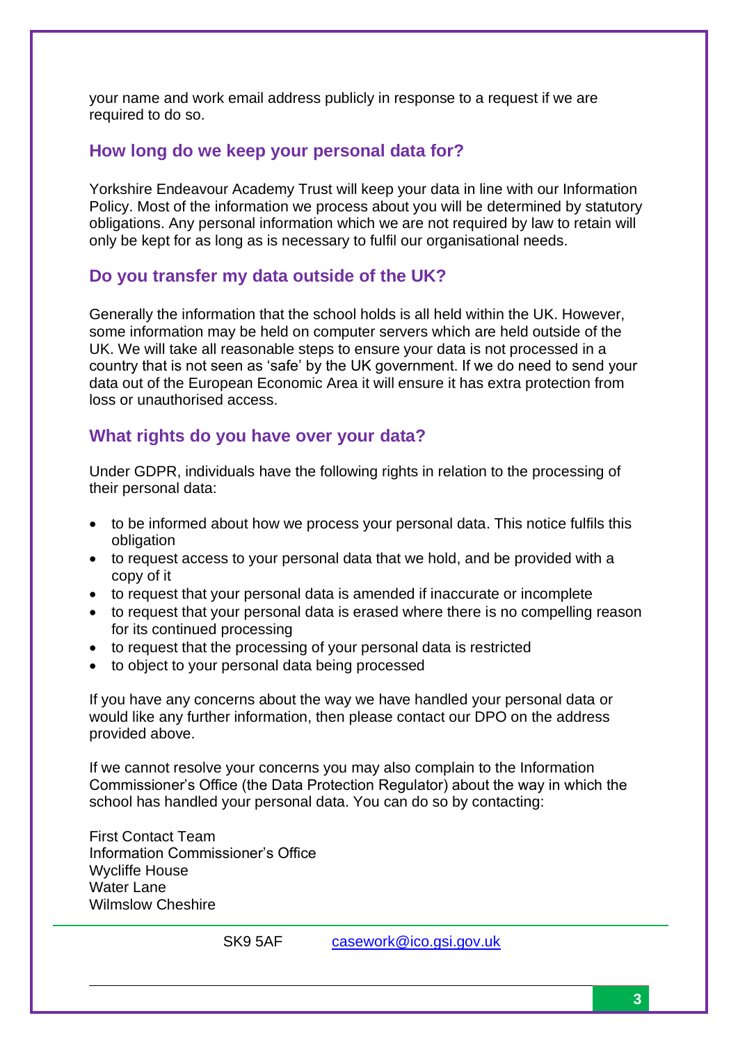your name and work email address publicly in response to a request if we are required to do so.

## How long do we keep your personal data for?

Yorkshire Endeavour Academy Trust will keep your data in line with our Information Policy. Most of the information we process about you will be determined by statutory obligations. Any personal information which we are not required by law to retain will only be kept for as long as is necessary to fulfil our organisational needs.

## Do you transfer my data outside of the UK?

Generally the information that the school holds is all held within the UK. However, some information may be held on computer servers which are held outside of the UK. We will take all reasonable steps to ensure your data is not processed in a country that is not seen as 'safe' by the UK government. If we do need to send your data out of the European Economic Area it will ensure it has extra protection from loss or unauthorised access.

## What rights do you have over your data?

Under GDPR, individuals have the following rights in relation to the processing of their personal data:

- to be informed about how we process your personal data. This notice fulfils this obligation
- to request access to your personal data that we hold, and be provided with a copy of it
- to request that your personal data is amended if inaccurate or incomplete
- to request that your personal data is erased where there is no compelling reason for its continued processing
- to request that the processing of your personal data is restricted
- to object to your personal data being processed

If you have any concerns about the way we have handled your personal data or would like any further information, then please contact our DPO on the address provided above.

If we cannot resolve your concerns you may also complain to the Information Commissioner's Office (the Data Protection Regulator) about the way in which the school has handled your personal data. You can do so by contacting:

First Contact Team
Information Commissioner's Office
Wycliffe House
Water Lane
Wilmslow Cheshire
SK9 5AF casework@ico.gsi.gov.uk